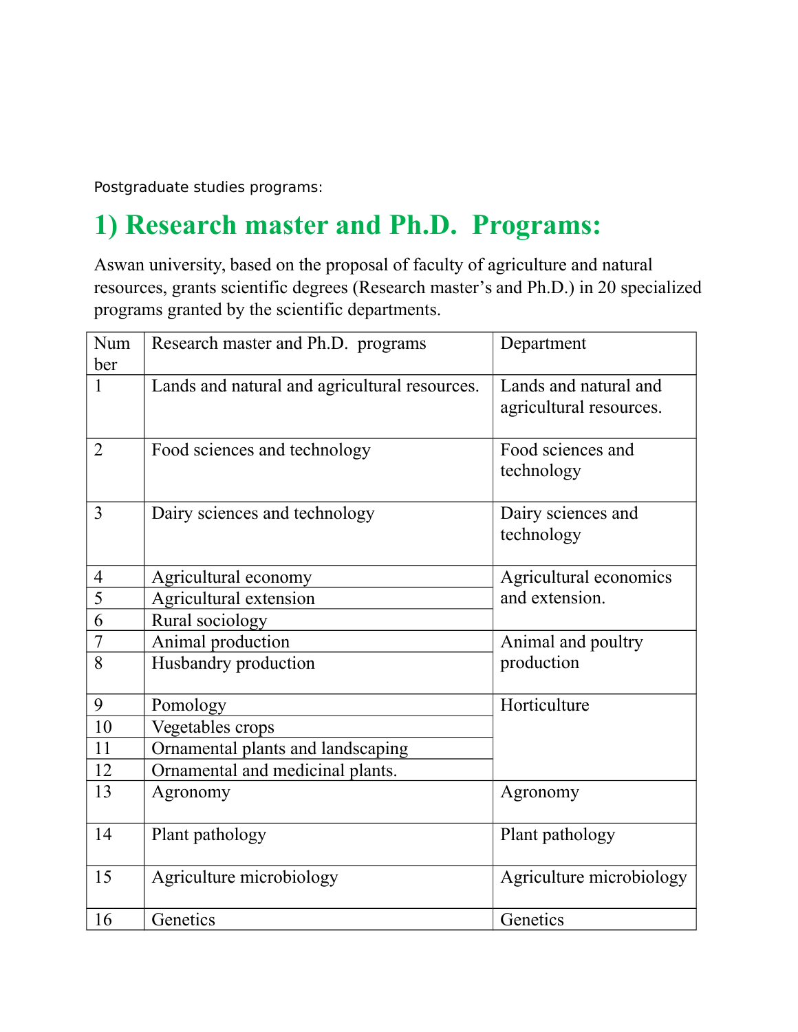Postgraduate studies programs:

# 1) Research master and Ph.D. Programs:

Aswan university, based on the proposal of faculty of agriculture and natural resources, grants scientific degrees (Research master's and Ph.D.) in 20 specialized programs granted by the scientific departments.

| Number | Research master and Ph.D. programs | Department |
|---|---|---|
| 1 | Lands and natural and agricultural resources. | Lands and natural and agricultural resources. |
| 2 | Food sciences and technology | Food sciences and technology |
| 3 | Dairy sciences and technology | Dairy sciences and technology |
| 4 | Agricultural economy | Agricultural economics and extension. |
| 5 | Agricultural extension | |
| 6 | Rural sociology | |
| 7 | Animal production | Animal and poultry production |
| 8 | Husbandry production | |
| 9 | Pomology | Horticulture |
| 10 | Vegetables crops | |
| 11 | Ornamental plants and landscaping | |
| 12 | Ornamental and medicinal plants. | |
| 13 | Agronomy | Agronomy |
| 14 | Plant pathology | Plant pathology |
| 15 | Agriculture microbiology | Agriculture microbiology |
| 16 | Genetics | Genetics |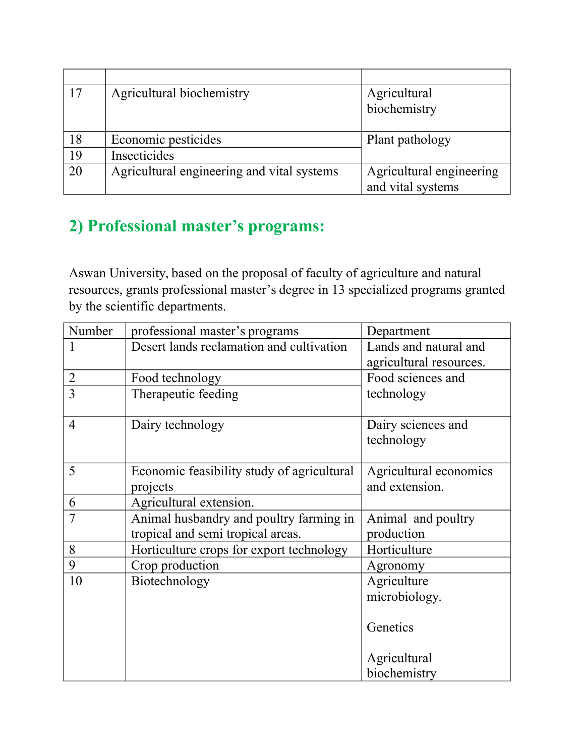| | | |
|---|---|---|
| 17 | Agricultural biochemistry | Agricultural biochemistry |
| 18 | Economic pesticides | Plant pathology |
| 19 | Insecticides | |
| 20 | Agricultural engineering and vital systems | Agricultural engineering and vital systems |

## 2) Professional master's programs:

Aswan University, based on the proposal of faculty of agriculture and natural resources, grants professional master's degree in 13 specialized programs granted by the scientific departments.

| Number | professional master's programs | Department |
|---|---|---|
| 1 | Desert lands reclamation and cultivation | Lands and natural and agricultural resources. |
| 2 | Food technology | Food sciences and technology |
| 3 | Therapeutic feeding | |
| 4 | Dairy technology | Dairy sciences and technology |
| 5 | Economic feasibility study of agricultural projects | Agricultural economics and extension. |
| 6 | Agricultural extension. | |
| 7 | Animal husbandry and poultry farming in tropical and semi tropical areas. | Animal and poultry production |
| 8 | Horticulture crops for export technology | Horticulture |
| 9 | Crop production | Agronomy |
| 10 | Biotechnology | Agriculture microbiology.<br><br>Genetics<br><br>Agricultural biochemistry |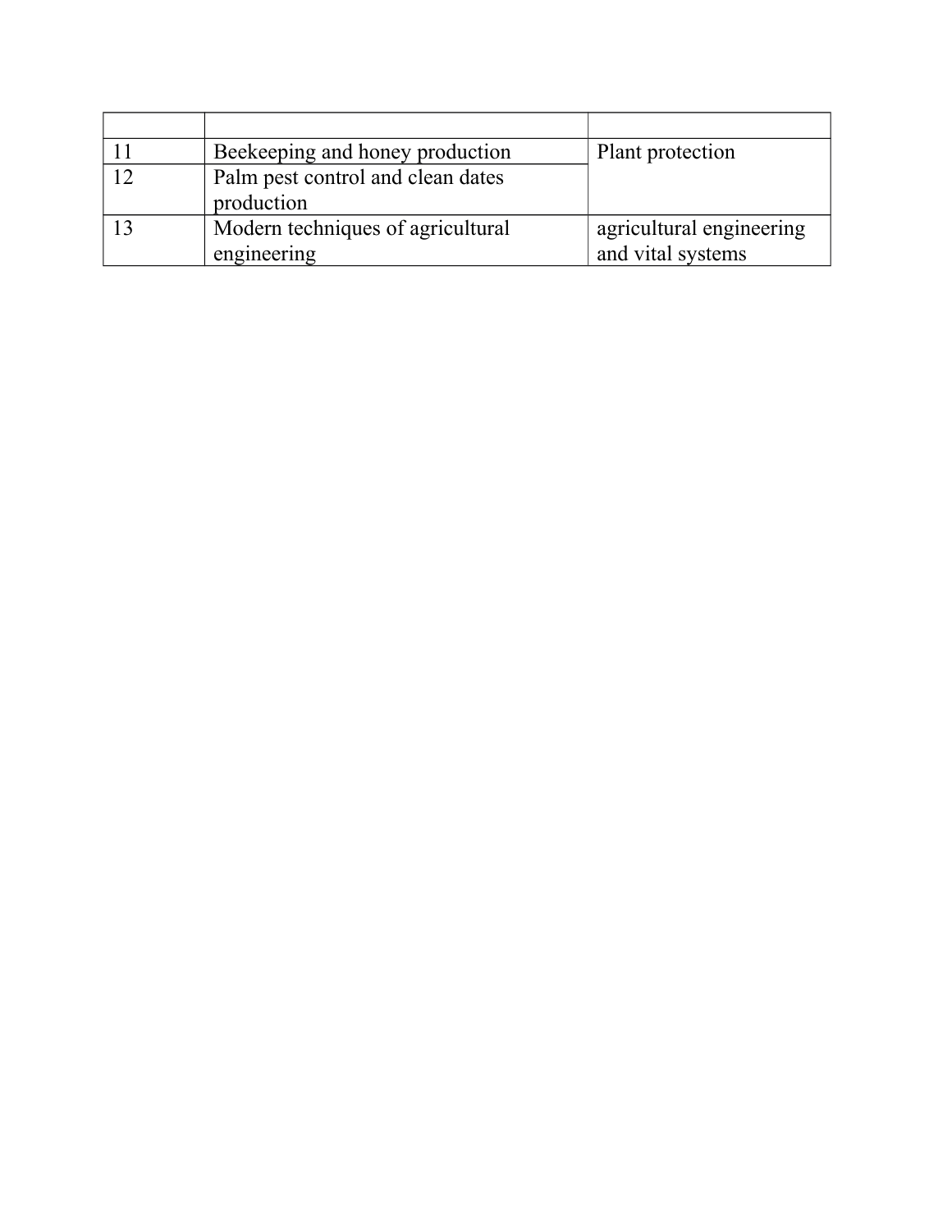| | | |
|---|---|---|
| 11 | Beekeeping and honey production | Plant protection |
| 12 | Palm pest control and clean dates production | |
| 13 | Modern techniques of agricultural engineering | agricultural engineering and vital systems |